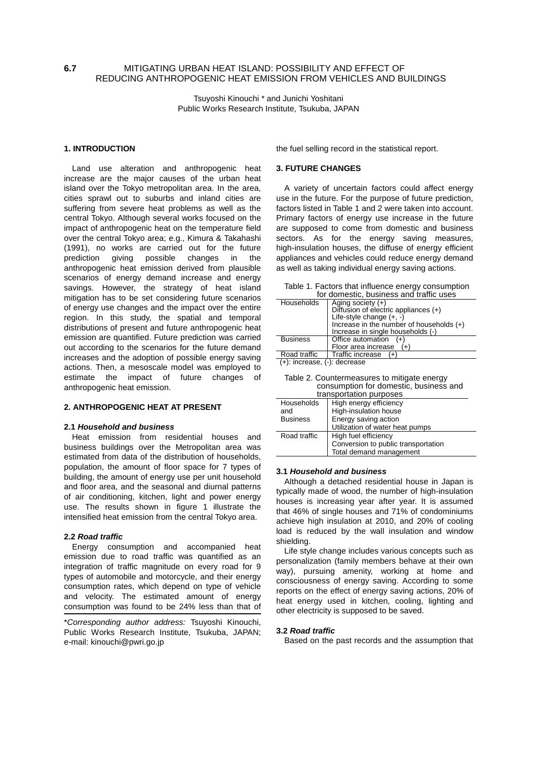# 6.7 MITIGATING URBAN HEAT ISLAND: POSSIBILITY AND EFFECT OF REDUCING ANTHROPOGENIC HEAT EMISSION FROM VEHICLES AND BUILDINGS

Tsuyoshi Kinouchi * and Junichi Yoshitani
Public Works Research Institute, Tsukuba, JAPAN

## 1. INTRODUCTION

Land use alteration and anthropogenic heat increase are the major causes of the urban heat island over the Tokyo metropolitan area. In the area, cities sprawl out to suburbs and inland cities are suffering from severe heat problems as well as the central Tokyo. Although several works focused on the impact of anthropogenic heat on the temperature field over the central Tokyo area; e.g., Kimura & Takahashi (1991), no works are carried out for the future prediction giving possible changes in the anthropogenic heat emission derived from plausible scenarios of energy demand increase and energy savings. However, the strategy of heat island mitigation has to be set considering future scenarios of energy use changes and the impact over the entire region. In this study, the spatial and temporal distributions of present and future anthropogenic heat emission are quantified. Future prediction was carried out according to the scenarios for the future demand increases and the adoption of possible energy saving actions. Then, a mesoscale model was employed to estimate the impact of future changes of anthropogenic heat emission.

## 2. ANTHROPOGENIC HEAT AT PRESENT

### 2.1 *Household and business*

Heat emission from residential houses and business buildings over the Metropolitan area was estimated from data of the distribution of households, population, the amount of floor space for 7 types of building, the amount of energy use per unit household and floor area, and the seasonal and diurnal patterns of air conditioning, kitchen, light and power energy use. The results shown in figure 1 illustrate the intensified heat emission from the central Tokyo area.

### 2.2 *Road traffic*

Energy consumption and accompanied heat emission due to road traffic was quantified as an integration of traffic magnitude on every road for 9 types of automobile and motorcycle, and their energy consumption rates, which depend on type of vehicle and velocity. The estimated amount of energy consumption was found to be 24% less than that of the fuel selling record in the statistical report.

*\*Corresponding author address:* Tsuyoshi Kinouchi, Public Works Research Institute, Tsukuba, JAPAN; e-mail: kinouchi@pwri.go.jp

## 3. FUTURE CHANGES

A variety of uncertain factors could affect energy use in the future. For the purpose of future prediction, factors listed in Table 1 and 2 were taken into account. Primary factors of energy use increase in the future are supposed to come from domestic and business sectors. As for the energy saving measures, high-insulation houses, the diffuse of energy efficient appliances and vehicles could reduce energy demand as well as taking individual energy saving actions.

Table 1. Factors that influence energy consumption for domestic, business and traffic uses

| | |
|---|---|
| Households | Aging society (+)<br>Diffusion of electric appliances (+)<br>Life-style change (+, -)<br>Increase in the number of households (+)<br>Increase in single households (-) |
| Business | Office automation (+)<br>Floor area increase (+) |
| Road traffic | Traffic increase (+) |

(+): increase, (-): decrease

Table 2. Countermeasures to mitigate energy consumption for domestic, business and transportation purposes

| | |
|---|---|
| Households and Business | High energy efficiency<br>High-insulation house<br>Energy saving action<br>Utilization of water heat pumps |
| Road traffic | High fuel efficiency<br>Conversion to public transportation<br>Total demand management |

### 3.1 *Household and business*

Although a detached residential house in Japan is typically made of wood, the number of high-insulation houses is increasing year after year. It is assumed that 46% of single houses and 71% of condominiums achieve high insulation at 2010, and 20% of cooling load is reduced by the wall insulation and window shielding.

Life style change includes various concepts such as personalization (family members behave at their own way), pursuing amenity, working at home and consciousness of energy saving. According to some reports on the effect of energy saving actions, 20% of heat energy used in kitchen, cooling, lighting and other electricity is supposed to be saved.

### 3.2 *Road traffic*

Based on the past records and the assumption that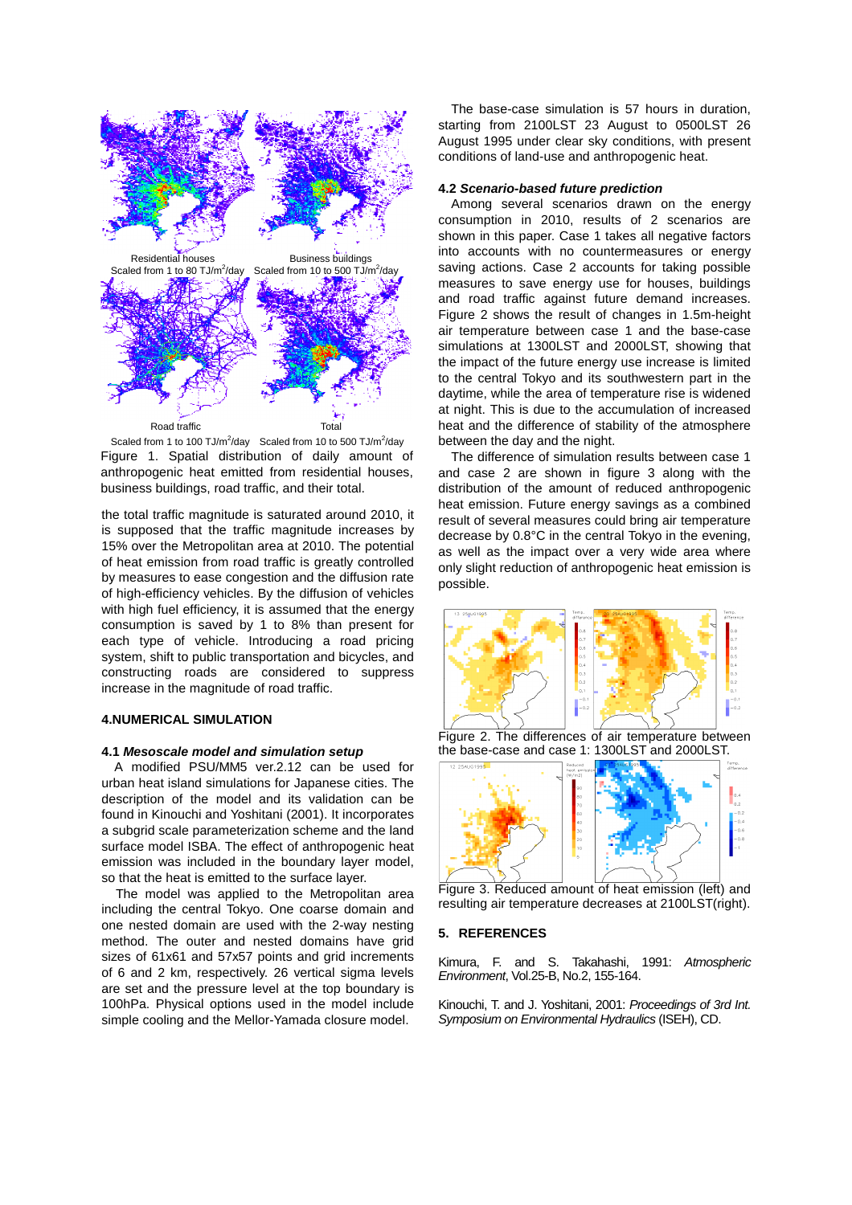Residential houses
Scaled from 1 to 80 TJ/m$^2$/day

Business buildings
Scaled from 10 to 500 TJ/m$^2$/day

Road traffic
Scaled from 1 to 100 TJ/m$^2$/day

Total
Scaled from 10 to 500 TJ/m$^2$/day

Figure 1. Spatial distribution of daily amount of anthropogenic heat emitted from residential houses, business buildings, road traffic, and their total.

the total traffic magnitude is saturated around 2010, it is supposed that the traffic magnitude increases by 15% over the Metropolitan area at 2010. The potential of heat emission from road traffic is greatly controlled by measures to ease congestion and the diffusion rate of high-efficiency vehicles. By the diffusion of vehicles with high fuel efficiency, it is assumed that the energy consumption is saved by 1 to 8% than present for each type of vehicle. Introducing a road pricing system, shift to public transportation and bicycles, and constructing roads are considered to suppress increase in the magnitude of road traffic.

## 4.NUMERICAL SIMULATION

### 4.1 *Mesoscale model and simulation setup*

A modified PSU/MM5 ver.2.12 can be used for urban heat island simulations for Japanese cities. The description of the model and its validation can be found in Kinouchi and Yoshitani (2001). It incorporates a subgrid scale parameterization scheme and the land surface model ISBA. The effect of anthropogenic heat emission was included in the boundary layer model, so that the heat is emitted to the surface layer.

The model was applied to the Metropolitan area including the central Tokyo. One coarse domain and one nested domain are used with the 2-way nesting method. The outer and nested domains have grid sizes of 61x61 and 57x57 points and grid increments of 6 and 2 km, respectively. 26 vertical sigma levels are set and the pressure level at the top boundary is 100hPa. Physical options used in the model include simple cooling and the Mellor-Yamada closure model.

The base-case simulation is 57 hours in duration, starting from 2100LST 23 August to 0500LST 26 August 1995 under clear sky conditions, with present conditions of land-use and anthropogenic heat.

### 4.2 *Scenario-based future prediction*

Among several scenarios drawn on the energy consumption in 2010, results of 2 scenarios are shown in this paper. Case 1 takes all negative factors into accounts with no countermeasures or energy saving actions. Case 2 accounts for taking possible measures to save energy use for houses, buildings and road traffic against future demand increases. Figure 2 shows the result of changes in 1.5m-height air temperature between case 1 and the base-case simulations at 1300LST and 2000LST, showing that the impact of the future energy use increase is limited to the central Tokyo and its southwestern part in the daytime, while the area of temperature rise is widened at night. This is due to the accumulation of increased heat and the difference of stability of the atmosphere between the day and the night.

The difference of simulation results between case 1 and case 2 are shown in figure 3 along with the distribution of the amount of reduced anthropogenic heat emission. Future energy savings as a combined result of several measures could bring air temperature decrease by 0.8°C in the central Tokyo in the evening, as well as the impact over a very wide area where only slight reduction of anthropogenic heat emission is possible.

Figure 2. The differences of air temperature between the base-case and case 1: 1300LST and 2000LST.

Figure 3. Reduced amount of heat emission (left) and resulting air temperature decreases at 2100LST(right).

## 5. REFERENCES

Kimura, F. and S. Takahashi, 1991: *Atmospheric Environment*, Vol.25-B, No.2, 155-164.

Kinouchi, T. and J. Yoshitani, 2001: *Proceedings of 3rd Int. Symposium on Environmental Hydraulics* (ISEH), CD.